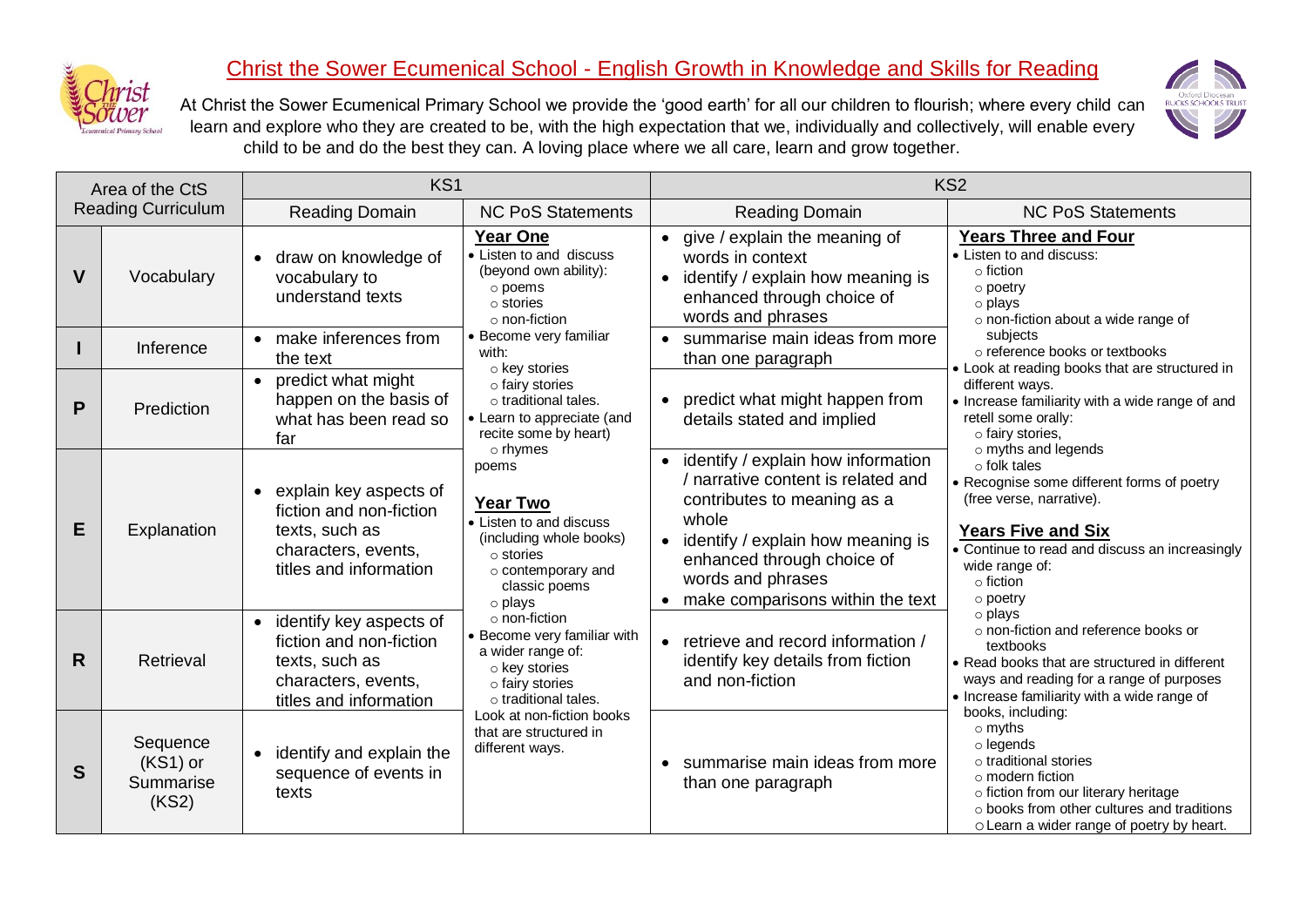# Christ the Sower Ecumenical School - English Growth in Knowledge and Skills for Reading

At Christ the Sower Ecumenical Primary School we provide the 'good earth' for all our children to flourish; where every child can learn and explore who they are created to be, with the high expectation that we, individually and collectively, will enable every child to be and do the best they can. A loving place where we all care, learn and grow together.

| Area of the CtS Reading Curriculum | | KS1 | | KS2 | |
|---|---|---|---|---|---|
| | | Reading Domain | NC PoS Statements | Reading Domain | NC PoS Statements |
| V | Vocabulary | • draw on knowledge of vocabulary to understand texts | **Year One**<br>• Listen to and discuss (beyond own ability):<br>○ poems<br>○ stories<br>○ non-fiction<br>• Become very familiar with:<br>○ key stories<br>○ fairy stories<br>○ traditional tales.<br>• Learn to appreciate (and recite some by heart)<br>○ rhymes<br>poems<br><br>**Year Two**<br>• Listen to and discuss (including whole books)<br>○ stories<br>○ contemporary and classic poems<br>○ plays<br>○ non-fiction<br>• Become very familiar with a wider range of:<br>○ key stories<br>○ fairy stories<br>○ traditional tales.<br>Look at non-fiction books that are structured in different ways. | • give / explain the meaning of words in context<br>• identify / explain how meaning is enhanced through choice of words and phrases | **Years Three and Four**<br>• Listen to and discuss:<br>○ fiction<br>○ poetry<br>○ plays<br>○ non-fiction about a wide range of subjects<br>○ reference books or textbooks<br>• Look at reading books that are structured in different ways.<br>• Increase familiarity with a wide range of and retell some orally:<br>○ fairy stories,<br>○ myths and legends<br>○ folk tales<br>• Recognise some different forms of poetry (free verse, narrative).<br><br>**Years Five and Six**<br>• Continue to read and discuss an increasingly wide range of:<br>○ fiction<br>○ poetry<br>○ plays<br>○ non-fiction and reference books or textbooks<br>• Read books that are structured in different ways and reading for a range of purposes<br>• Increase familiarity with a wide range of books, including:<br>○ myths<br>○ legends<br>○ traditional stories<br>○ modern fiction<br>○ fiction from our literary heritage<br>○ books from other cultures and traditions<br>○ Learn a wider range of poetry by heart. |
| I | Inference | • make inferences from the text | | • summarise main ideas from more than one paragraph | |
| P | Prediction | • predict what might happen on the basis of what has been read so far | | • predict what might happen from details stated and implied | |
| E | Explanation | • explain key aspects of fiction and non-fiction texts, such as characters, events, titles and information | | • identify / explain how information / narrative content is related and contributes to meaning as a whole<br>• identify / explain how meaning is enhanced through choice of words and phrases<br>• make comparisons within the text | |
| R | Retrieval | • identify key aspects of fiction and non-fiction texts, such as characters, events, titles and information | | • retrieve and record information / identify key details from fiction and non-fiction | |
| S | Sequence (KS1) or Summarise (KS2) | • identify and explain the sequence of events in texts | | • summarise main ideas from more than one paragraph | |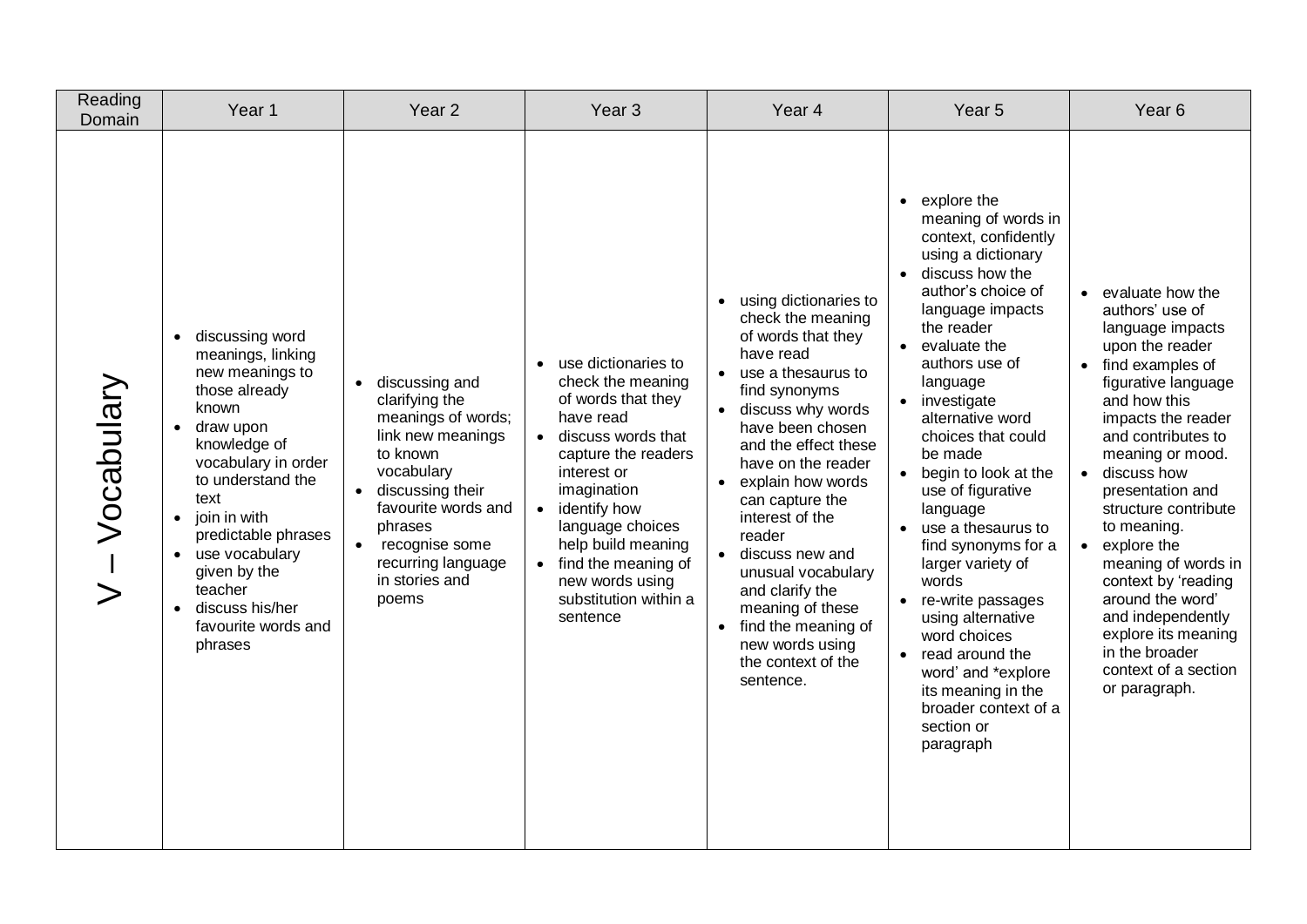| Reading Domain | Year 1 | Year 2 | Year 3 | Year 4 | Year 5 | Year 6 |
| --- | --- | --- | --- | --- | --- | --- |
| V – Vocabulary | • discussing word meanings, linking new meanings to those already known<br>• draw upon knowledge of vocabulary in order to understand the text<br>• join in with predictable phrases<br>• use vocabulary given by the teacher<br>• discuss his/her favourite words and phrases | • discussing and clarifying the meanings of words; link new meanings to known vocabulary<br>• discussing their favourite words and phrases<br>• recognise some recurring language in stories and poems | • use dictionaries to check the meaning of words that they have read<br>• discuss words that capture the readers interest or imagination<br>• identify how language choices help build meaning<br>• find the meaning of new words using substitution within a sentence | • using dictionaries to check the meaning of words that they have read<br>• use a thesaurus to find synonyms<br>• discuss why words have been chosen and the effect these have on the reader<br>• explain how words can capture the interest of the reader<br>• discuss new and unusual vocabulary and clarify the meaning of these<br>• find the meaning of new words using the context of the sentence. | • explore the meaning of words in context, confidently using a dictionary<br>• discuss how the author's choice of language impacts the reader<br>• evaluate the authors use of language<br>• investigate alternative word choices that could be made<br>• begin to look at the use of figurative language<br>• use a thesaurus to find synonyms for a larger variety of words<br>• re-write passages using alternative word choices<br>• read around the word' and *explore its meaning in the broader context of a section or paragraph | • evaluate how the authors' use of language impacts upon the reader<br>• find examples of figurative language and how this impacts the reader and contributes to meaning or mood.<br>• discuss how presentation and structure contribute to meaning.<br>• explore the meaning of words in context by 'reading around the word' and independently explore its meaning in the broader context of a section or paragraph. |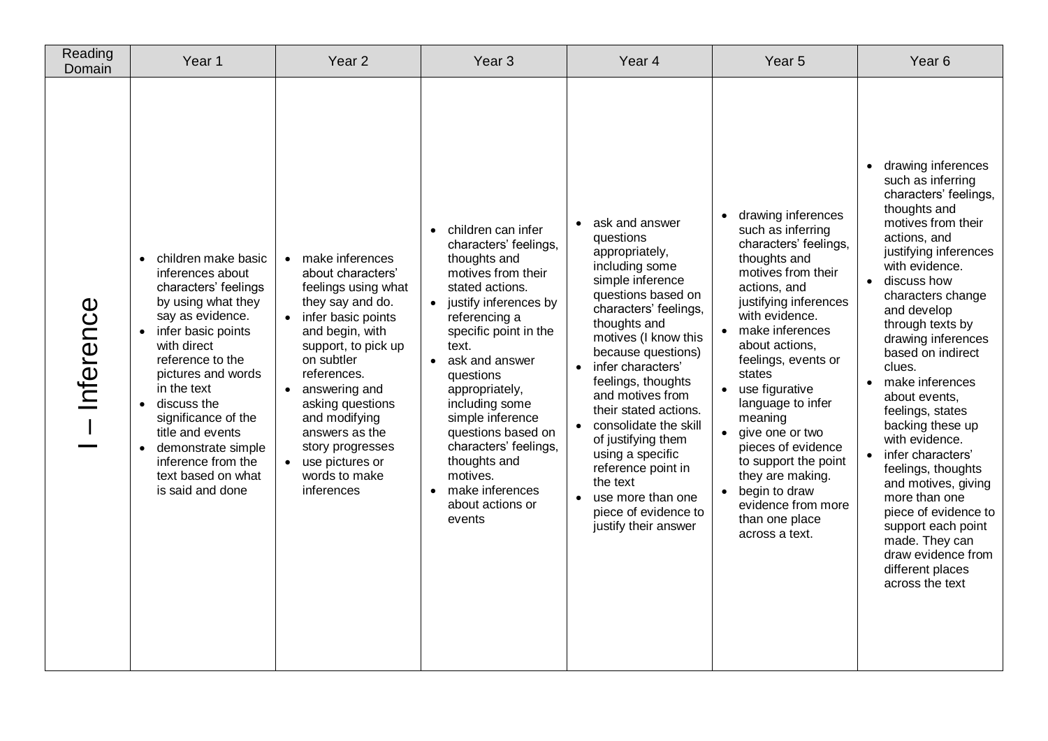| Reading Domain | Year 1 | Year 2 | Year 3 | Year 4 | Year 5 | Year 6 |
|---|---|---|---|---|---|---|
| I – Inference | • children make basic inferences about characters' feelings by using what they say as evidence.<br>• infer basic points with direct reference to the pictures and words in the text<br>• discuss the significance of the title and events<br>• demonstrate simple inference from the text based on what is said and done | • make inferences about characters' feelings using what they say and do.<br>• infer basic points and begin, with support, to pick up on subtler references.<br>• answering and asking questions and modifying answers as the story progresses<br>• use pictures or words to make inferences | • children can infer characters' feelings, thoughts and motives from their stated actions.<br>• justify inferences by referencing a specific point in the text.<br>• ask and answer questions appropriately, including some simple inference questions based on characters' feelings, thoughts and motives.<br>• make inferences about actions or events | • ask and answer questions appropriately, including some simple inference questions based on characters' feelings, thoughts and motives (I know this because questions)<br>• infer characters' feelings, thoughts and motives from their stated actions.<br>• consolidate the skill of justifying them using a specific reference point in the text<br>• use more than one piece of evidence to justify their answer | • drawing inferences such as inferring characters' feelings, thoughts and motives from their actions, and justifying inferences with evidence.<br>• make inferences about actions, feelings, events or states<br>• use figurative language to infer meaning<br>• give one or two pieces of evidence to support the point they are making.<br>• begin to draw evidence from more than one place across a text. | • drawing inferences such as inferring characters' feelings, thoughts and motives from their actions, and justifying inferences with evidence.<br>• discuss how characters change and develop through texts by drawing inferences based on indirect clues.<br>• make inferences about events, feelings, states backing these up with evidence.<br>• infer characters' feelings, thoughts and motives, giving more than one piece of evidence to support each point made. They can draw evidence from different places across the text |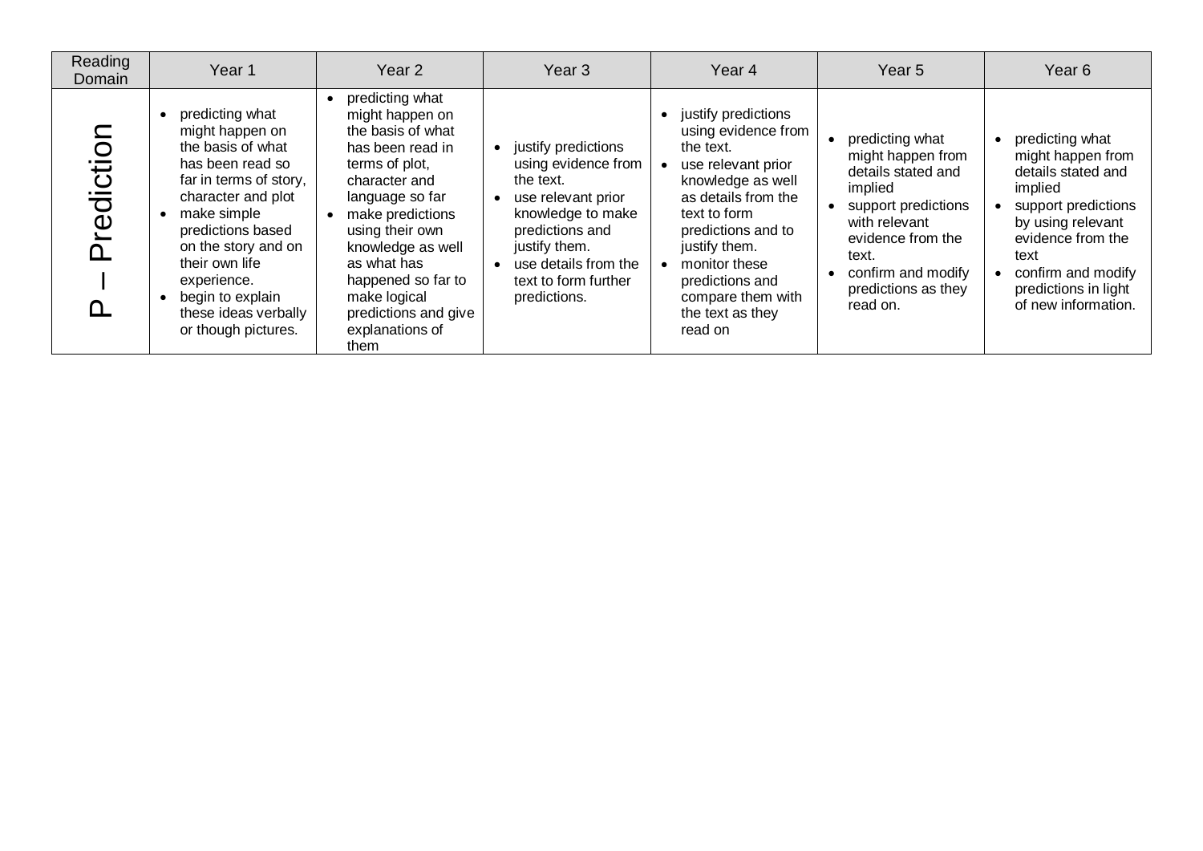| Reading Domain | Year 1 | Year 2 | Year 3 | Year 4 | Year 5 | Year 6 |
|---|---|---|---|---|---|---|
| P – Prediction | • predicting what might happen on the basis of what has been read so far in terms of story, character and plot<br>• make simple predictions based on the story and on their own life experience.<br>• begin to explain these ideas verbally or though pictures. | • predicting what might happen on the basis of what has been read in terms of plot, character and language so far<br>• make predictions using their own knowledge as well as what has happened so far to make logical predictions and give explanations of them | • justify predictions using evidence from the text.<br>• use relevant prior knowledge to make predictions and justify them.<br>• use details from the text to form further predictions. | • justify predictions using evidence from the text.<br>• use relevant prior knowledge as well as details from the text to form predictions and to justify them.<br>• monitor these predictions and compare them with the text as they read on | • predicting what might happen from details stated and implied<br>• support predictions with relevant evidence from the text.<br>• confirm and modify predictions as they read on. | • predicting what might happen from details stated and implied<br>• support predictions by using relevant evidence from the text<br>• confirm and modify predictions in light of new information. |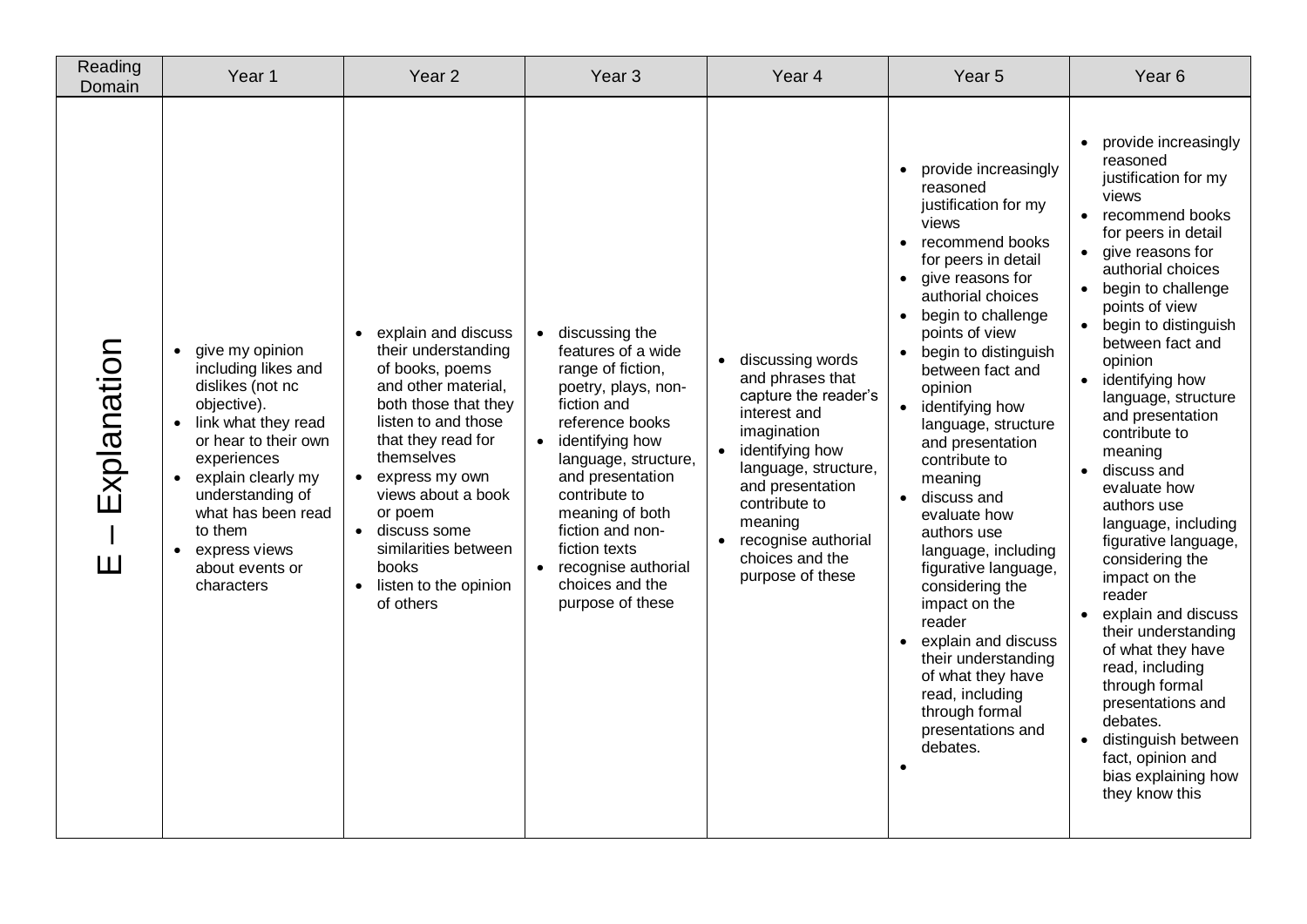| Reading Domain | Year 1 | Year 2 | Year 3 | Year 4 | Year 5 | Year 6 |
|---|---|---|---|---|---|---|
| E – Explanation | • give my opinion including likes and dislikes (not nc objective).<br>• link what they read or hear to their own experiences<br>• explain clearly my understanding of what has been read to them<br>• express views about events or characters | • explain and discuss their understanding of books, poems and other material, both those that they listen to and those that they read for themselves<br>• express my own views about a book or poem<br>• discuss some similarities between books<br>• listen to the opinion of others | • discussing the features of a wide range of fiction, poetry, plays, non-fiction and reference books<br>• identifying how language, structure, and presentation contribute to meaning of both fiction and non-fiction texts<br>• recognise authorial choices and the purpose of these | • discussing words and phrases that capture the reader's interest and imagination<br>• identifying how language, structure, and presentation contribute to meaning<br>• recognise authorial choices and the purpose of these | • provide increasingly reasoned justification for my views<br>• recommend books for peers in detail<br>• give reasons for authorial choices<br>• begin to challenge points of view<br>• begin to distinguish between fact and opinion<br>• identifying how language, structure and presentation contribute to meaning<br>• discuss and evaluate how authors use language, including figurative language, considering the impact on the reader<br>• explain and discuss their understanding of what they have read, including through formal presentations and debates.<br>• | • provide increasingly reasoned justification for my views<br>• recommend books for peers in detail<br>• give reasons for authorial choices<br>• begin to challenge points of view<br>• begin to distinguish between fact and opinion<br>• identifying how language, structure and presentation contribute to meaning<br>• discuss and evaluate how authors use language, including figurative language, considering the impact on the reader<br>• explain and discuss their understanding of what they have read, including through formal presentations and debates.<br>• distinguish between fact, opinion and bias explaining how they know this |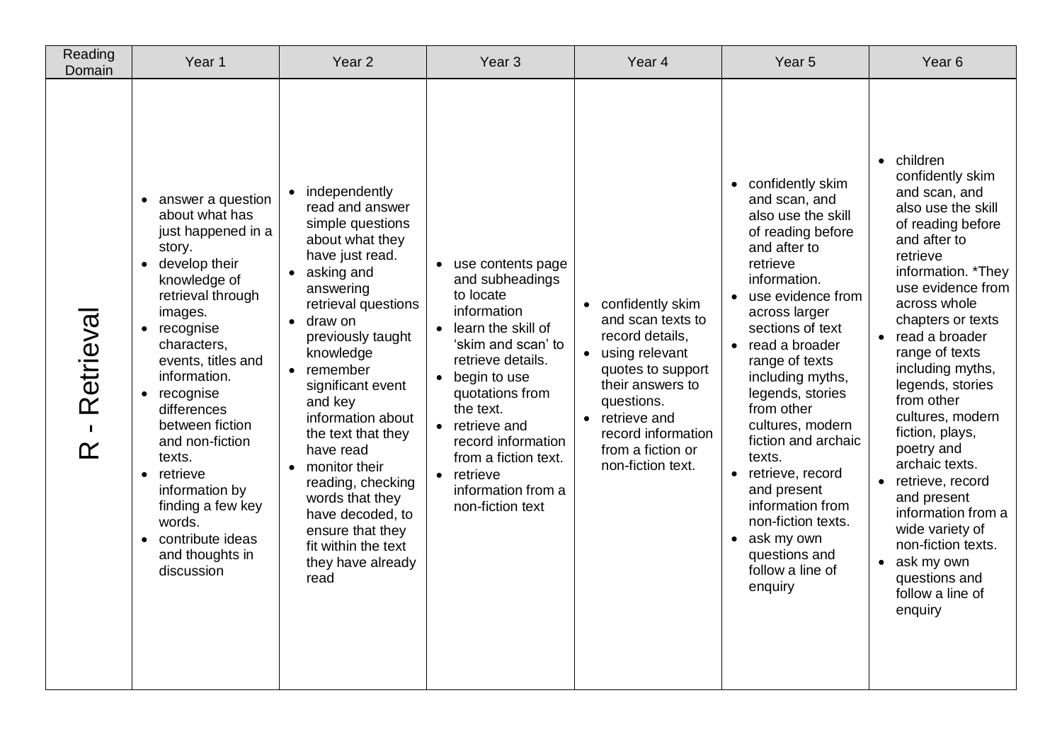| Reading Domain | Year 1 | Year 2 | Year 3 | Year 4 | Year 5 | Year 6 |
|---|---|---|---|---|---|---|
| R - Retrieval | • answer a question about what has just happened in a story.<br>• develop their knowledge of retrieval through images.<br>• recognise characters, events, titles and information.<br>• recognise differences between fiction and non-fiction texts.<br>• retrieve information by finding a few key words.<br>• contribute ideas and thoughts in discussion | • independently read and answer simple questions about what they have just read.<br>• asking and answering retrieval questions<br>• draw on previously taught knowledge<br>• remember significant event and key information about the text that they have read<br>• monitor their reading, checking words that they have decoded, to ensure that they fit within the text they have already read | • use contents page and subheadings to locate information<br>• learn the skill of 'skim and scan' to retrieve details.<br>• begin to use quotations from the text.<br>• retrieve and record information from a fiction text.<br>• retrieve information from a non-fiction text | • confidently skim and scan texts to record details,<br>• using relevant quotes to support their answers to questions.<br>• retrieve and record information from a fiction or non-fiction text. | • confidently skim and scan, and also use the skill of reading before and after to retrieve information.<br>• use evidence from across larger sections of text<br>• read a broader range of texts including myths, legends, stories from other cultures, modern fiction and archaic texts.<br>• retrieve, record and present information from non-fiction texts.<br>• ask my own questions and follow a line of enquiry | • children confidently skim and scan, and also use the skill of reading before and after to retrieve information. *They use evidence from across whole chapters or texts<br>• read a broader range of texts including myths, legends, stories from other cultures, modern fiction, plays, poetry and archaic texts.<br>• retrieve, record and present information from a wide variety of non-fiction texts.<br>• ask my own questions and follow a line of enquiry |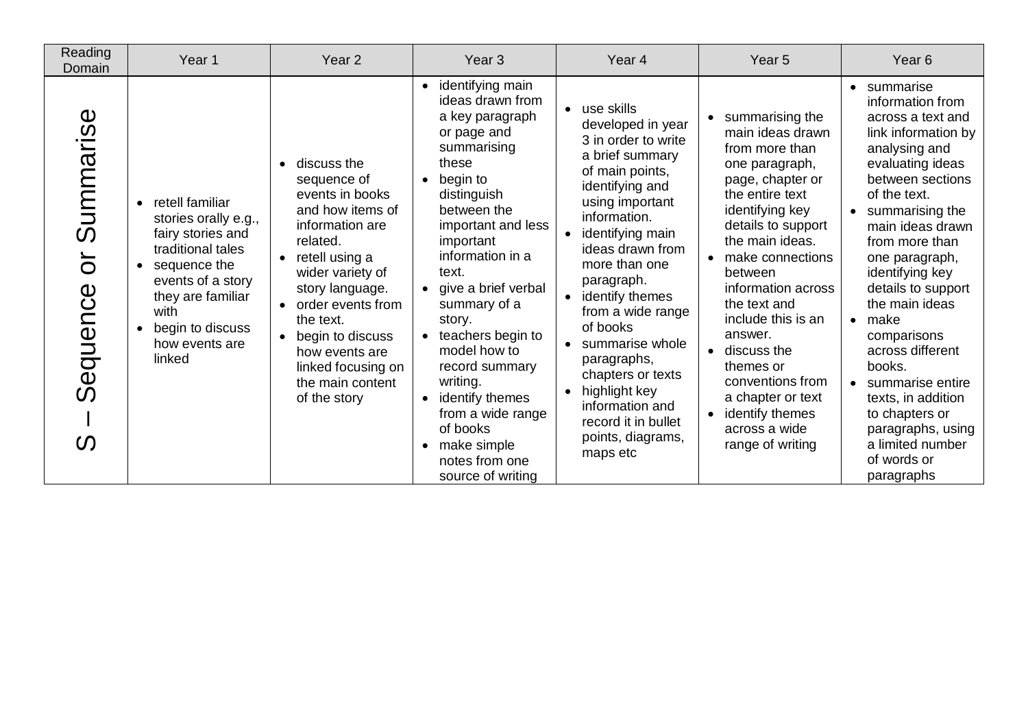| Reading Domain | Year 1 | Year 2 | Year 3 | Year 4 | Year 5 | Year 6 |
|---|---|---|---|---|---|---|
| S – Sequence or Summarise | • retell familiar stories orally e.g., fairy stories and traditional tales<br>• sequence the events of a story they are familiar with<br>• begin to discuss how events are linked | • discuss the sequence of events in books and how items of information are related.<br>• retell using a wider variety of story language.<br>• order events from the text.<br>• begin to discuss how events are linked focusing on the main content of the story | • identifying main ideas drawn from a key paragraph or page and summarising these<br>• begin to distinguish between the important and less important information in a text.<br>• give a brief verbal summary of a story.<br>• teachers begin to model how to record summary writing.<br>• identify themes from a wide range of books<br>• make simple notes from one source of writing | • use skills developed in year 3 in order to write a brief summary of main points, identifying and using important information.<br>• identifying main ideas drawn from more than one paragraph.<br>• identify themes from a wide range of books<br>• summarise whole paragraphs, chapters or texts<br>• highlight key information and record it in bullet points, diagrams, maps etc | • summarising the main ideas drawn from more than one paragraph, page, chapter or the entire text identifying key details to support the main ideas.<br>• make connections between information across the text and include this is an answer.<br>• discuss the themes or conventions from a chapter or text<br>• identify themes across a wide range of writing | • summarise information from across a text and link information by analysing and evaluating ideas between sections of the text.<br>• summarising the main ideas drawn from more than one paragraph, identifying key details to support the main ideas<br>• make comparisons across different books.<br>• summarise entire texts, in addition to chapters or paragraphs, using a limited number of words or paragraphs |